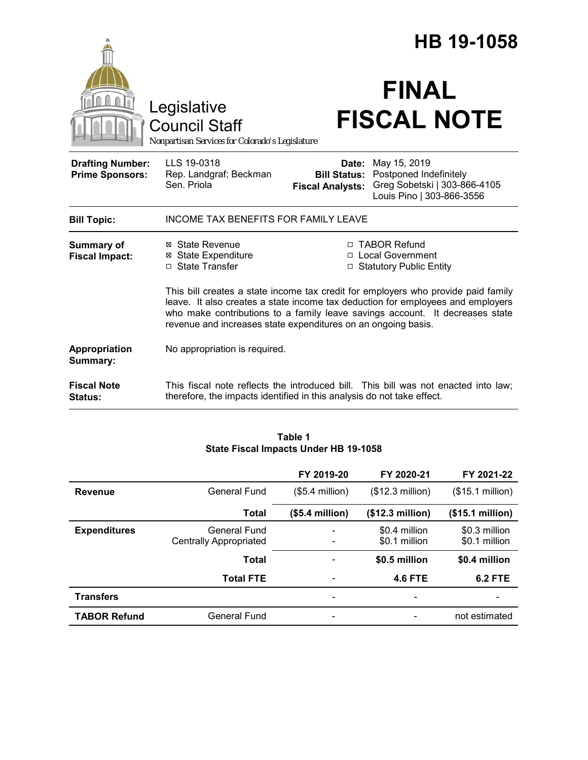# HB 19-1058

Legislative Council Staff

*Nonpartisan Services for Colorado's Legislature*

# FINAL FISCAL NOTE

| | | | |
|---|---|---|---|
| **Drafting Number:** | LLS 19-0318 | **Date:** | May 15, 2019 |
| **Prime Sponsors:** | Rep. Landgraf; Beckman<br>Sen. Priola | **Bill Status:** | Postponed Indefinitely |
| | | **Fiscal Analysts:** | Greg Sobetski \| 303-866-4105<br>Louis Pino \| 303-866-3556 |

**Bill Topic:** INCOME TAX BENEFITS FOR FAMILY LEAVE

**Summary of Fiscal Impact:**

- ☒ State Revenue
- ☒ State Expenditure
- ☐ State Transfer
- ☐ TABOR Refund
- ☐ Local Government
- ☐ Statutory Public Entity

This bill creates a state income tax credit for employers who provide paid family leave. It also creates a state income tax deduction for employees and employers who make contributions to a family leave savings account. It decreases state revenue and increases state expenditures on an ongoing basis.

**Appropriation Summary:** No appropriation is required.

**Fiscal Note Status:** This fiscal note reflects the introduced bill. This bill was not enacted into law; therefore, the impacts identified in this analysis do not take effect.

**Table 1**
**State Fiscal Impacts Under HB 19-1058**

| | | FY 2019-20 | FY 2020-21 | FY 2021-22 |
|---|---|---|---|---|
| **Revenue** | General Fund | ($5.4 million) | ($12.3 million) | ($15.1 million) |
| | **Total** | **($5.4 million)** | **($12.3 million)** | **($15.1 million)** |
| **Expenditures** | General Fund<br>Centrally Appropriated | -<br>- | $0.4 million<br>$0.1 million | $0.3 million<br>$0.1 million |
| | **Total** | - | **$0.5 million** | **$0.4 million** |
| | **Total FTE** | - | **4.6 FTE** | **6.2 FTE** |
| **Transfers** | | - | - | - |
| **TABOR Refund** | General Fund | - | - | not estimated |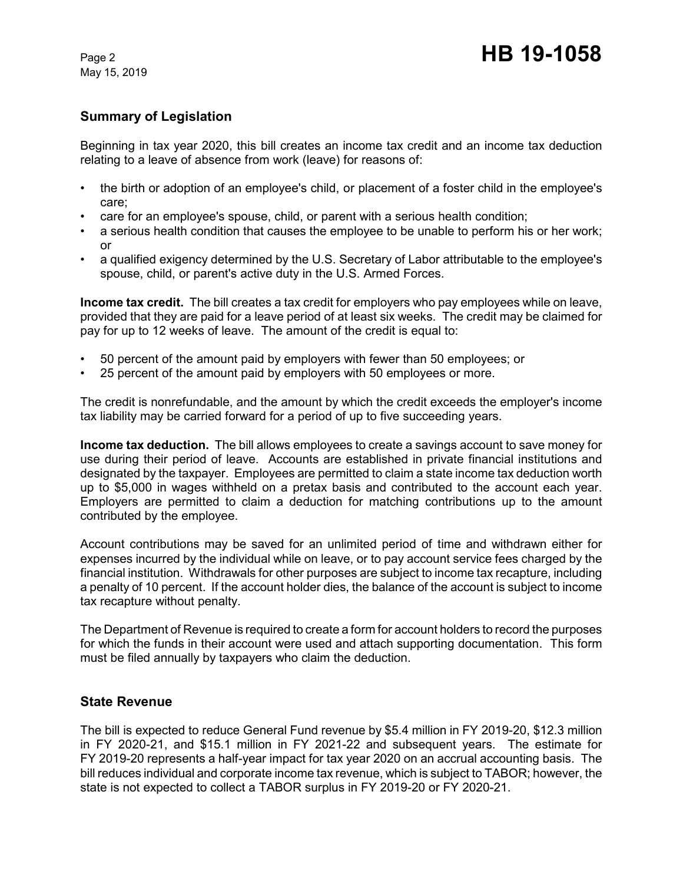## Summary of Legislation

Beginning in tax year 2020, this bill creates an income tax credit and an income tax deduction relating to a leave of absence from work (leave) for reasons of:

- the birth or adoption of an employee's child, or placement of a foster child in the employee's care;
- care for an employee's spouse, child, or parent with a serious health condition;
- a serious health condition that causes the employee to be unable to perform his or her work; or
- a qualified exigency determined by the U.S. Secretary of Labor attributable to the employee's spouse, child, or parent's active duty in the U.S. Armed Forces.

**Income tax credit.** The bill creates a tax credit for employers who pay employees while on leave, provided that they are paid for a leave period of at least six weeks. The credit may be claimed for pay for up to 12 weeks of leave. The amount of the credit is equal to:

- 50 percent of the amount paid by employers with fewer than 50 employees; or
- 25 percent of the amount paid by employers with 50 employees or more.

The credit is nonrefundable, and the amount by which the credit exceeds the employer's income tax liability may be carried forward for a period of up to five succeeding years.

**Income tax deduction.** The bill allows employees to create a savings account to save money for use during their period of leave. Accounts are established in private financial institutions and designated by the taxpayer. Employees are permitted to claim a state income tax deduction worth up to $5,000 in wages withheld on a pretax basis and contributed to the account each year. Employers are permitted to claim a deduction for matching contributions up to the amount contributed by the employee.

Account contributions may be saved for an unlimited period of time and withdrawn either for expenses incurred by the individual while on leave, or to pay account service fees charged by the financial institution. Withdrawals for other purposes are subject to income tax recapture, including a penalty of 10 percent. If the account holder dies, the balance of the account is subject to income tax recapture without penalty.

The Department of Revenue is required to create a form for account holders to record the purposes for which the funds in their account were used and attach supporting documentation. This form must be filed annually by taxpayers who claim the deduction.

## State Revenue

The bill is expected to reduce General Fund revenue by $5.4 million in FY 2019-20, $12.3 million in FY 2020-21, and $15.1 million in FY 2021-22 and subsequent years. The estimate for FY 2019-20 represents a half-year impact for tax year 2020 on an accrual accounting basis. The bill reduces individual and corporate income tax revenue, which is subject to TABOR; however, the state is not expected to collect a TABOR surplus in FY 2019-20 or FY 2020-21.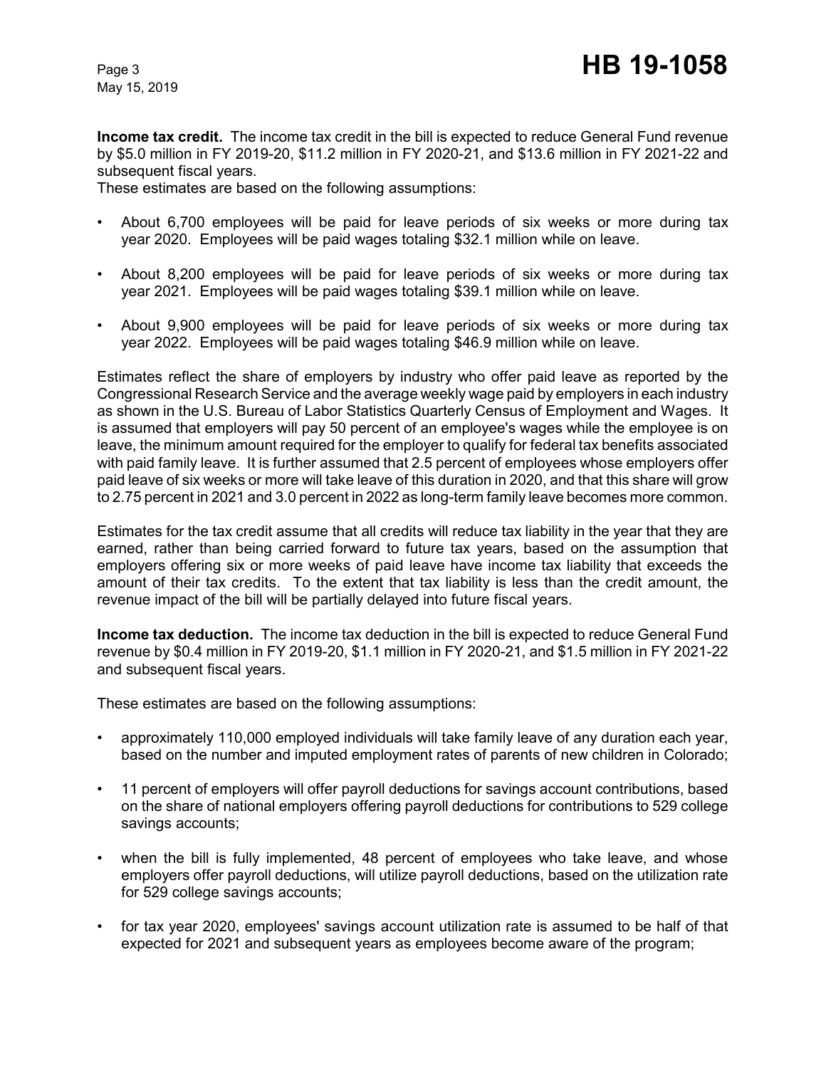**Income tax credit.** The income tax credit in the bill is expected to reduce General Fund revenue by $5.0 million in FY 2019-20, $11.2 million in FY 2020-21, and $13.6 million in FY 2021-22 and subsequent fiscal years.

These estimates are based on the following assumptions:

- About 6,700 employees will be paid for leave periods of six weeks or more during tax year 2020. Employees will be paid wages totaling $32.1 million while on leave.
- About 8,200 employees will be paid for leave periods of six weeks or more during tax year 2021. Employees will be paid wages totaling $39.1 million while on leave.
- About 9,900 employees will be paid for leave periods of six weeks or more during tax year 2022. Employees will be paid wages totaling $46.9 million while on leave.

Estimates reflect the share of employers by industry who offer paid leave as reported by the Congressional Research Service and the average weekly wage paid by employers in each industry as shown in the U.S. Bureau of Labor Statistics Quarterly Census of Employment and Wages. It is assumed that employers will pay 50 percent of an employee's wages while the employee is on leave, the minimum amount required for the employer to qualify for federal tax benefits associated with paid family leave. It is further assumed that 2.5 percent of employees whose employers offer paid leave of six weeks or more will take leave of this duration in 2020, and that this share will grow to 2.75 percent in 2021 and 3.0 percent in 2022 as long-term family leave becomes more common.

Estimates for the tax credit assume that all credits will reduce tax liability in the year that they are earned, rather than being carried forward to future tax years, based on the assumption that employers offering six or more weeks of paid leave have income tax liability that exceeds the amount of their tax credits. To the extent that tax liability is less than the credit amount, the revenue impact of the bill will be partially delayed into future fiscal years.

**Income tax deduction.** The income tax deduction in the bill is expected to reduce General Fund revenue by $0.4 million in FY 2019-20, $1.1 million in FY 2020-21, and $1.5 million in FY 2021-22 and subsequent fiscal years.

These estimates are based on the following assumptions:

- approximately 110,000 employed individuals will take family leave of any duration each year, based on the number and imputed employment rates of parents of new children in Colorado;
- 11 percent of employers will offer payroll deductions for savings account contributions, based on the share of national employers offering payroll deductions for contributions to 529 college savings accounts;
- when the bill is fully implemented, 48 percent of employees who take leave, and whose employers offer payroll deductions, will utilize payroll deductions, based on the utilization rate for 529 college savings accounts;
- for tax year 2020, employees' savings account utilization rate is assumed to be half of that expected for 2021 and subsequent years as employees become aware of the program;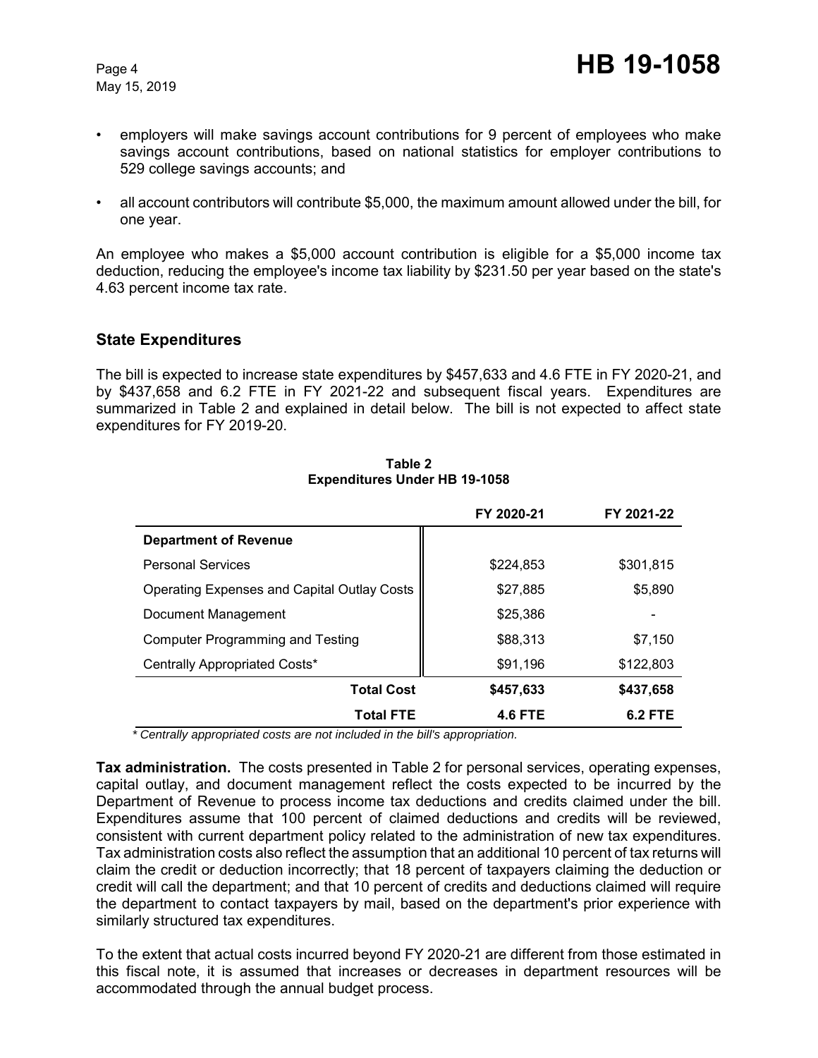- employers will make savings account contributions for 9 percent of employees who make savings account contributions, based on national statistics for employer contributions to 529 college savings accounts; and
- all account contributors will contribute $5,000, the maximum amount allowed under the bill, for one year.

An employee who makes a $5,000 account contribution is eligible for a $5,000 income tax deduction, reducing the employee's income tax liability by $231.50 per year based on the state's 4.63 percent income tax rate.

## State Expenditures

The bill is expected to increase state expenditures by $457,633 and 4.6 FTE in FY 2020-21, and by $437,658 and 6.2 FTE in FY 2021-22 and subsequent fiscal years. Expenditures are summarized in Table 2 and explained in detail below. The bill is not expected to affect state expenditures for FY 2019-20.

**Table 2**
**Expenditures Under HB 19-1058**

| | FY 2020-21 | FY 2021-22 |
|---|---|---|
| **Department of Revenue** | | |
| Personal Services | $224,853 | $301,815 |
| Operating Expenses and Capital Outlay Costs | $27,885 | $5,890 |
| Document Management | $25,386 | - |
| Computer Programming and Testing | $88,313 | $7,150 |
| Centrally Appropriated Costs* | $91,196 | $122,803 |
| **Total Cost** | **$457,633** | **$437,658** |
| **Total FTE** | **4.6 FTE** | **6.2 FTE** |

*\* Centrally appropriated costs are not included in the bill's appropriation.*

**Tax administration.** The costs presented in Table 2 for personal services, operating expenses, capital outlay, and document management reflect the costs expected to be incurred by the Department of Revenue to process income tax deductions and credits claimed under the bill. Expenditures assume that 100 percent of claimed deductions and credits will be reviewed, consistent with current department policy related to the administration of new tax expenditures. Tax administration costs also reflect the assumption that an additional 10 percent of tax returns will claim the credit or deduction incorrectly; that 18 percent of taxpayers claiming the deduction or credit will call the department; and that 10 percent of credits and deductions claimed will require the department to contact taxpayers by mail, based on the department's prior experience with similarly structured tax expenditures.

To the extent that actual costs incurred beyond FY 2020-21 are different from those estimated in this fiscal note, it is assumed that increases or decreases in department resources will be accommodated through the annual budget process.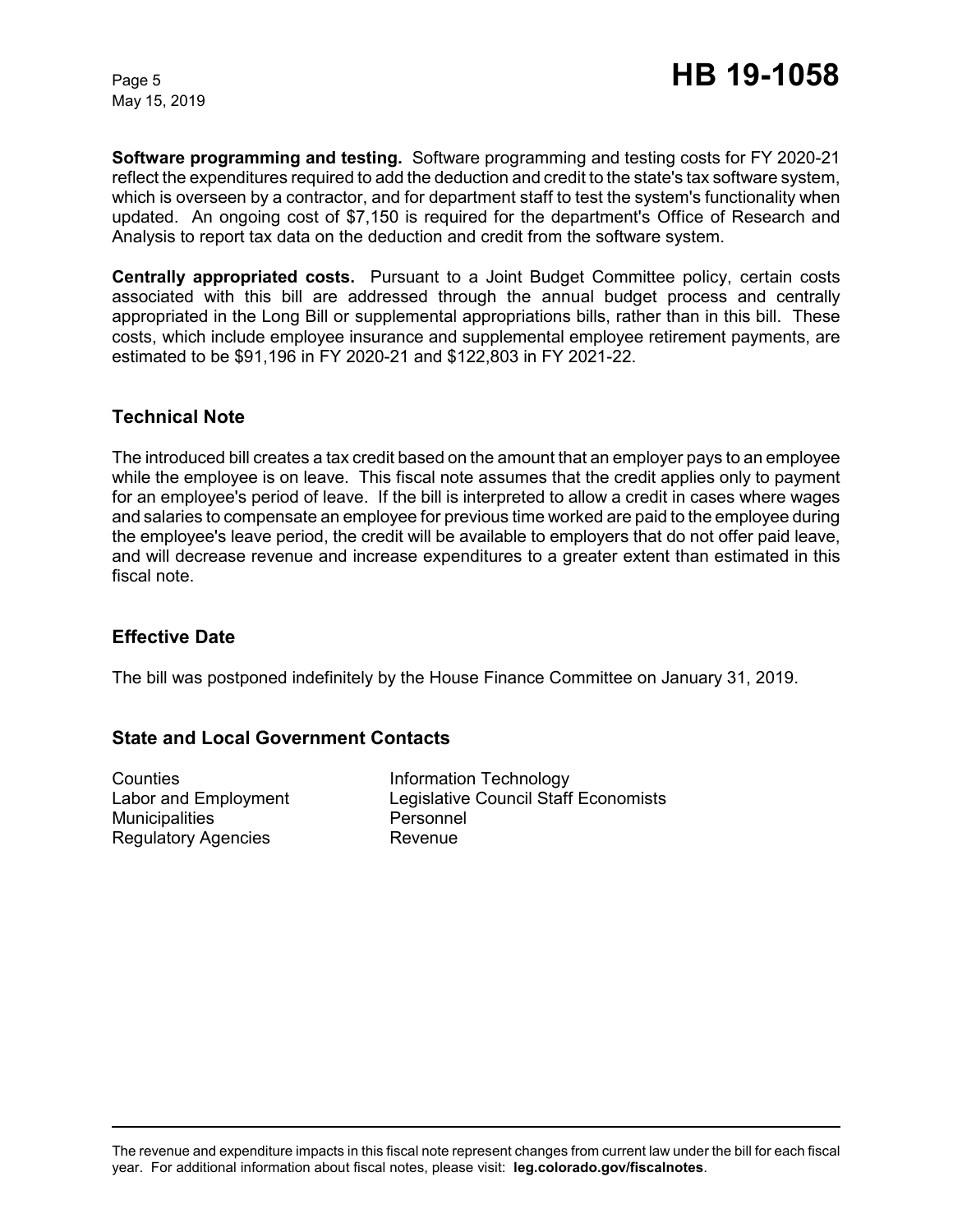**Software programming and testing.** Software programming and testing costs for FY 2020-21 reflect the expenditures required to add the deduction and credit to the state's tax software system, which is overseen by a contractor, and for department staff to test the system's functionality when updated. An ongoing cost of $7,150 is required for the department's Office of Research and Analysis to report tax data on the deduction and credit from the software system.

**Centrally appropriated costs.** Pursuant to a Joint Budget Committee policy, certain costs associated with this bill are addressed through the annual budget process and centrally appropriated in the Long Bill or supplemental appropriations bills, rather than in this bill. These costs, which include employee insurance and supplemental employee retirement payments, are estimated to be $91,196 in FY 2020-21 and $122,803 in FY 2021-22.

## Technical Note

The introduced bill creates a tax credit based on the amount that an employer pays to an employee while the employee is on leave. This fiscal note assumes that the credit applies only to payment for an employee's period of leave. If the bill is interpreted to allow a credit in cases where wages and salaries to compensate an employee for previous time worked are paid to the employee during the employee's leave period, the credit will be available to employers that do not offer paid leave, and will decrease revenue and increase expenditures to a greater extent than estimated in this fiscal note.

## Effective Date

The bill was postponed indefinitely by the House Finance Committee on January 31, 2019.

## State and Local Government Contacts

| | |
|---|---|
| Counties | Information Technology |
| Labor and Employment | Legislative Council Staff Economists |
| Municipalities | Personnel |
| Regulatory Agencies | Revenue |

The revenue and expenditure impacts in this fiscal note represent changes from current law under the bill for each fiscal year. For additional information about fiscal notes, please visit: **leg.colorado.gov/fiscalnotes**.